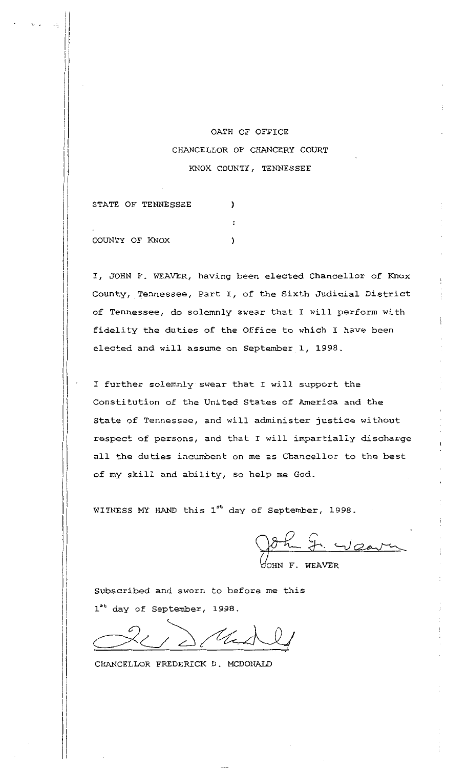# OATH OF OFFICE

## CHANCELLOR OF CHANCERY COURT

## KNOX COUNTY, TENNESSEE

STATE OF TENNESSEE )
:
COUNTY OF KNOX )

I, JOHN F. WEAVER, having been elected Chancellor of Knox County, Tennessee, Part I, of the Sixth Judicial District of Tennessee, do solemnly swear that I will perform with fidelity the duties of the Office to which I have been elected and will assume on September 1, 1998.

I further solemnly swear that I will support the Constitution of the United States of America and the State of Tennessee, and will administer justice without respect of persons, and that I will impartially discharge all the duties incumbent on me as Chancellor to the best of my skill and ability, so help me God.

WITNESS MY HAND this 1st day of September, 1998.

JOHN F. WEAVER

Subscribed and sworn to before me this 1st day of September, 1998.

CHANCELLOR FREDERICK D. MCDONALD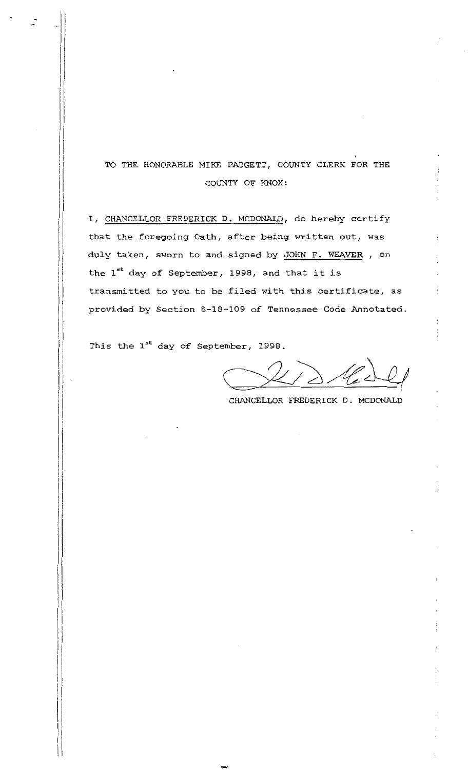TO THE HONORABLE MIKE PADGETT, COUNTY CLERK FOR THE COUNTY OF KNOX:

I, CHANCELLOR FREDERICK D. MCDONALD, do hereby certify that the foregoing Oath, after being written out, was duly taken, sworn to and signed by JOHN F. WEAVER , on the 1st day of September, 1998, and that it is transmitted to you to be filed with this certificate, as provided by Section 8-18-109 of Tennessee Code Annotated.

This the 1st day of September, 1998.

CHANCELLOR FREDERICK D. MCDONALD